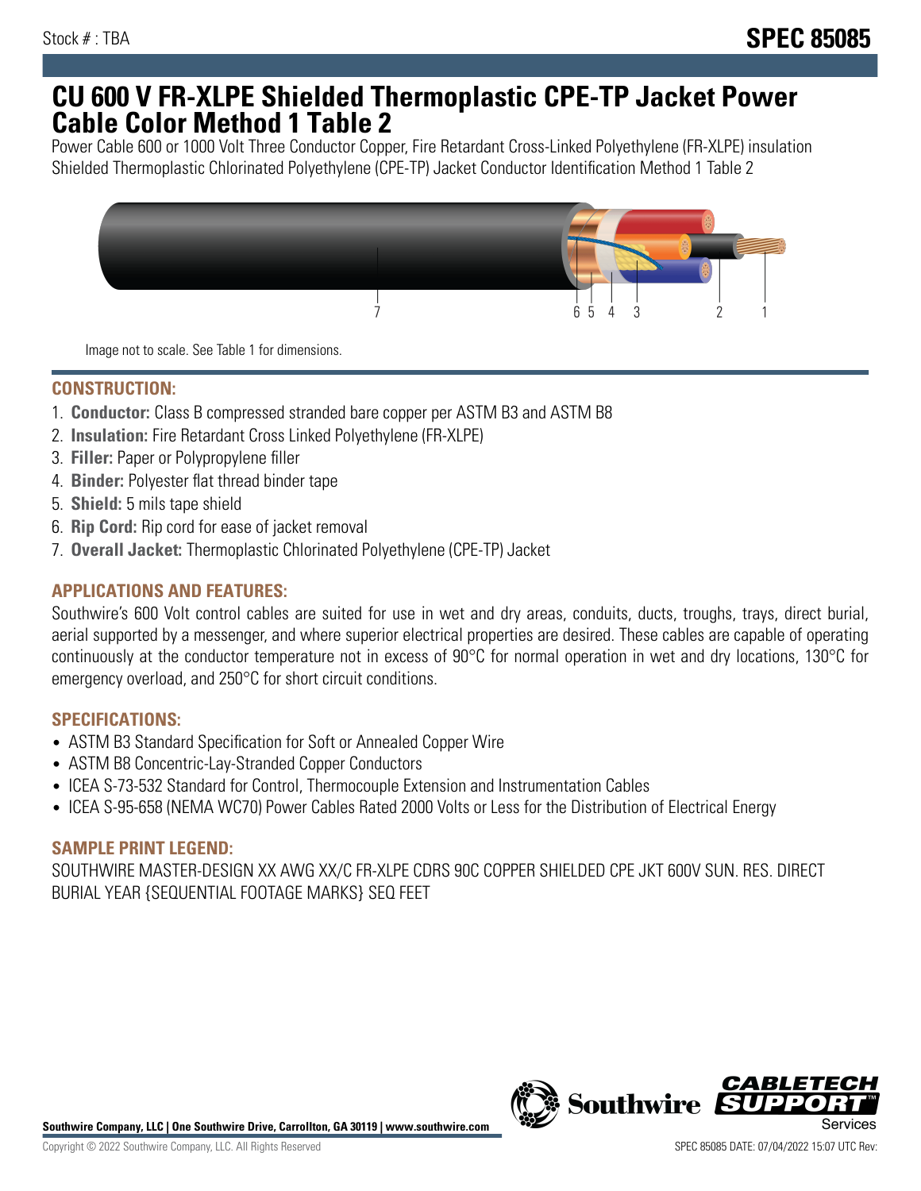Stock # : TBA

# SPEC 85085

# CU 600 V FR-XLPE Shielded Thermoplastic CPE-TP Jacket Power Cable Color Method 1 Table 2

Power Cable 600 or 1000 Volt Three Conductor Copper, Fire Retardant Cross-Linked Polyethylene (FR-XLPE) insulation Shielded Thermoplastic Chlorinated Polyethylene (CPE-TP) Jacket Conductor Identification Method 1 Table 2

Image not to scale. See Table 1 for dimensions.

## CONSTRUCTION:

1. **Conductor:** Class B compressed stranded bare copper per ASTM B3 and ASTM B8
2. **Insulation:** Fire Retardant Cross Linked Polyethylene (FR-XLPE)
3. **Filler:** Paper or Polypropylene filler
4. **Binder:** Polyester flat thread binder tape
5. **Shield:** 5 mils tape shield
6. **Rip Cord:** Rip cord for ease of jacket removal
7. **Overall Jacket:** Thermoplastic Chlorinated Polyethylene (CPE-TP) Jacket

## APPLICATIONS AND FEATURES:

Southwire's 600 Volt control cables are suited for use in wet and dry areas, conduits, ducts, troughs, trays, direct burial, aerial supported by a messenger, and where superior electrical properties are desired. These cables are capable of operating continuously at the conductor temperature not in excess of 90°C for normal operation in wet and dry locations, 130°C for emergency overload, and 250°C for short circuit conditions.

## SPECIFICATIONS:

- ASTM B3 Standard Specification for Soft or Annealed Copper Wire
- ASTM B8 Concentric-Lay-Stranded Copper Conductors
- ICEA S-73-532 Standard for Control, Thermocouple Extension and Instrumentation Cables
- ICEA S-95-658 (NEMA WC70) Power Cables Rated 2000 Volts or Less for the Distribution of Electrical Energy

## SAMPLE PRINT LEGEND:

SOUTHWIRE MASTER-DESIGN XX AWG XX/C FR-XLPE CDRS 90C COPPER SHIELDED CPE JKT 600V SUN. RES. DIRECT BURIAL YEAR {SEQUENTIAL FOOTAGE MARKS} SEQ FEET

**Southwire Company, LLC | One Southwire Drive, Carrollton, GA 30119 | www.southwire.com**

Copyright © 2022 Southwire Company, LLC. All Rights Reserved

SPEC 85085 DATE: 07/04/2022 15:07 UTC Rev: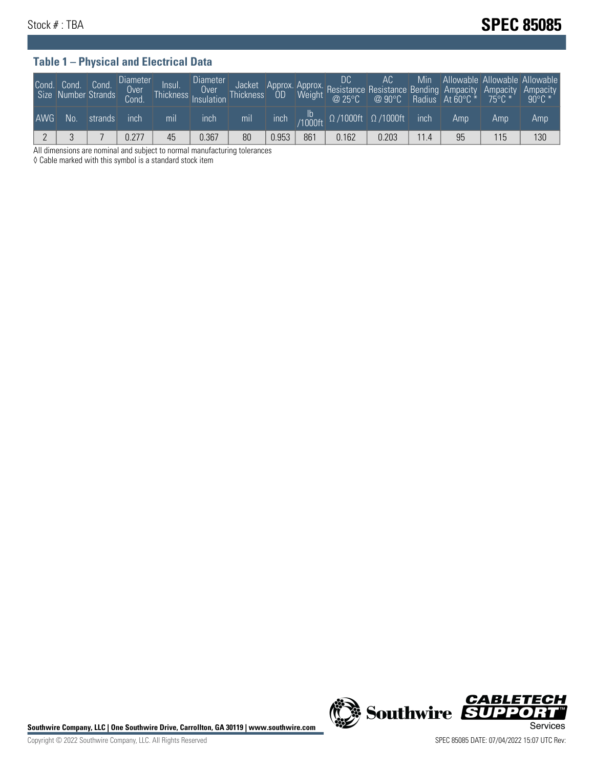### Table 1 – Physical and Electrical Data

| Cond. Size | Cond. Number | Cond. Strands | Diameter Over Cond. | Insul. Thickness | Diameter Over Insulation | Jacket Thickness | Approx. OD | Approx. Weight | DC Resistance @ 25°C | AC Resistance @ 90°C | Min Bending Radius | Allowable Ampacity At 60°C * | Allowable Ampacity 75°C * | Allowable Ampacity 90°C * |
|---|---|---|---|---|---|---|---|---|---|---|---|---|---|---|
| AWG | No. | strands | inch | mil | inch | mil | inch | lb /1000ft | Ω /1000ft | Ω /1000ft | inch | Amp | Amp | Amp |
| 2 | 3 | 7 | 0.277 | 45 | 0.367 | 80 | 0.953 | 861 | 0.162 | 0.203 | 11.4 | 95 | 115 | 130 |

All dimensions are nominal and subject to normal manufacturing tolerances

◊ Cable marked with this symbol is a standard stock item

**Southwire Company, LLC | One Southwire Drive, Carrollton, GA 30119 | www.southwire.com**

Copyright © 2022 Southwire Company, LLC. All Rights Reserved